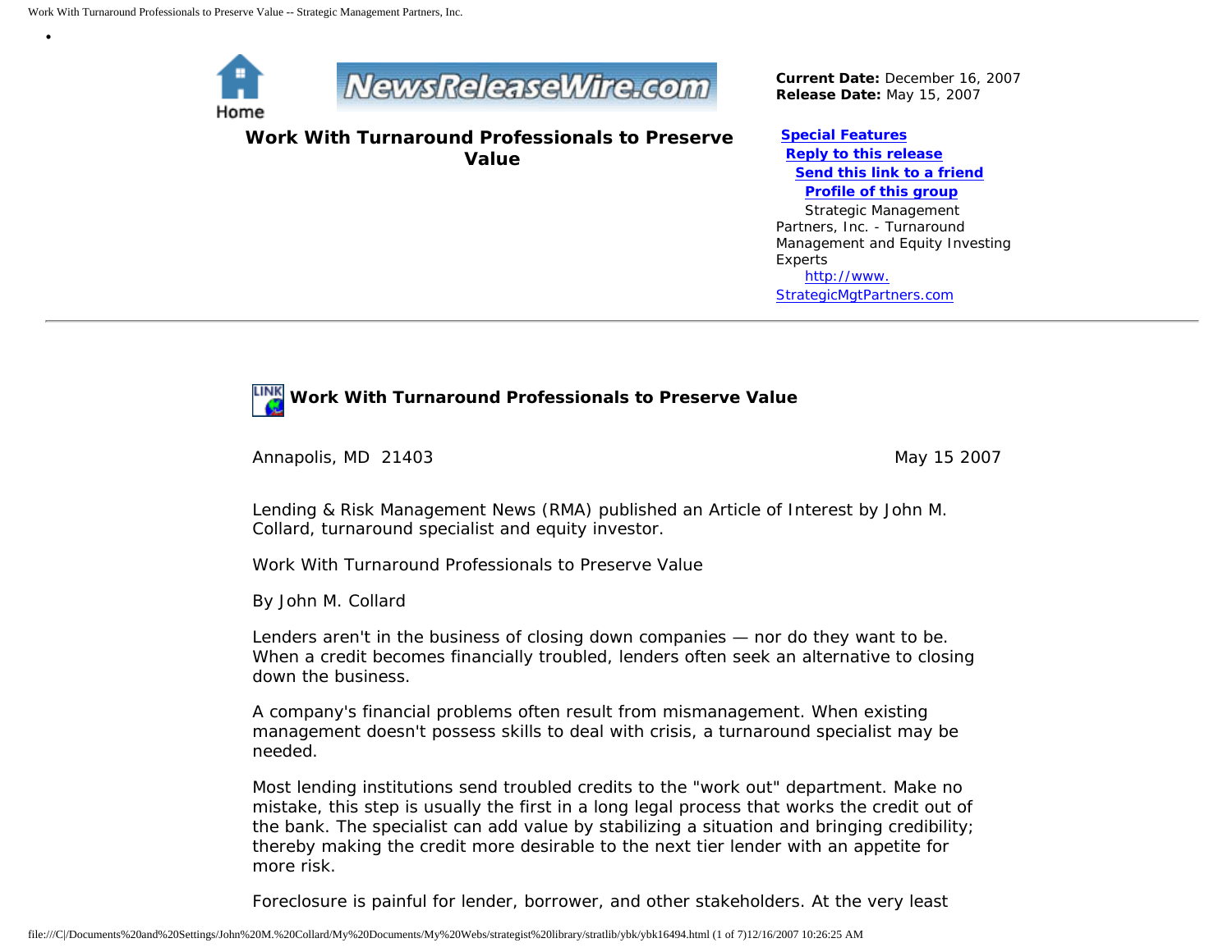Home

**Current Date:** December 16, 2007
**Release Date:** May 15, 2007

# Work With Turnaround Professionals to Preserve Value

**Special Features**
**Reply to this release**
**Send this link to a friend**
**Profile of this group**

Strategic Management Partners, Inc. - Turnaround Management and Equity Investing Experts
http://www.StrategicMgtPartners.com

---

## Work With Turnaround Professionals to Preserve Value

Annapolis, MD 21403 May 15 2007

Lending & Risk Management News (RMA) published an Article of Interest by John M. Collard, turnaround specialist and equity investor.

Work With Turnaround Professionals to Preserve Value

By John M. Collard

Lenders aren't in the business of closing down companies — nor do they want to be. When a credit becomes financially troubled, lenders often seek an alternative to closing down the business.

A company's financial problems often result from mismanagement. When existing management doesn't possess skills to deal with crisis, a turnaround specialist may be needed.

Most lending institutions send troubled credits to the "work out" department. Make no mistake, this step is usually the first in a long legal process that works the credit out of the bank. The specialist can add value by stabilizing a situation and bringing credibility; thereby making the credit more desirable to the next tier lender with an appetite for more risk.

Foreclosure is painful for lender, borrower, and other stakeholders. At the very least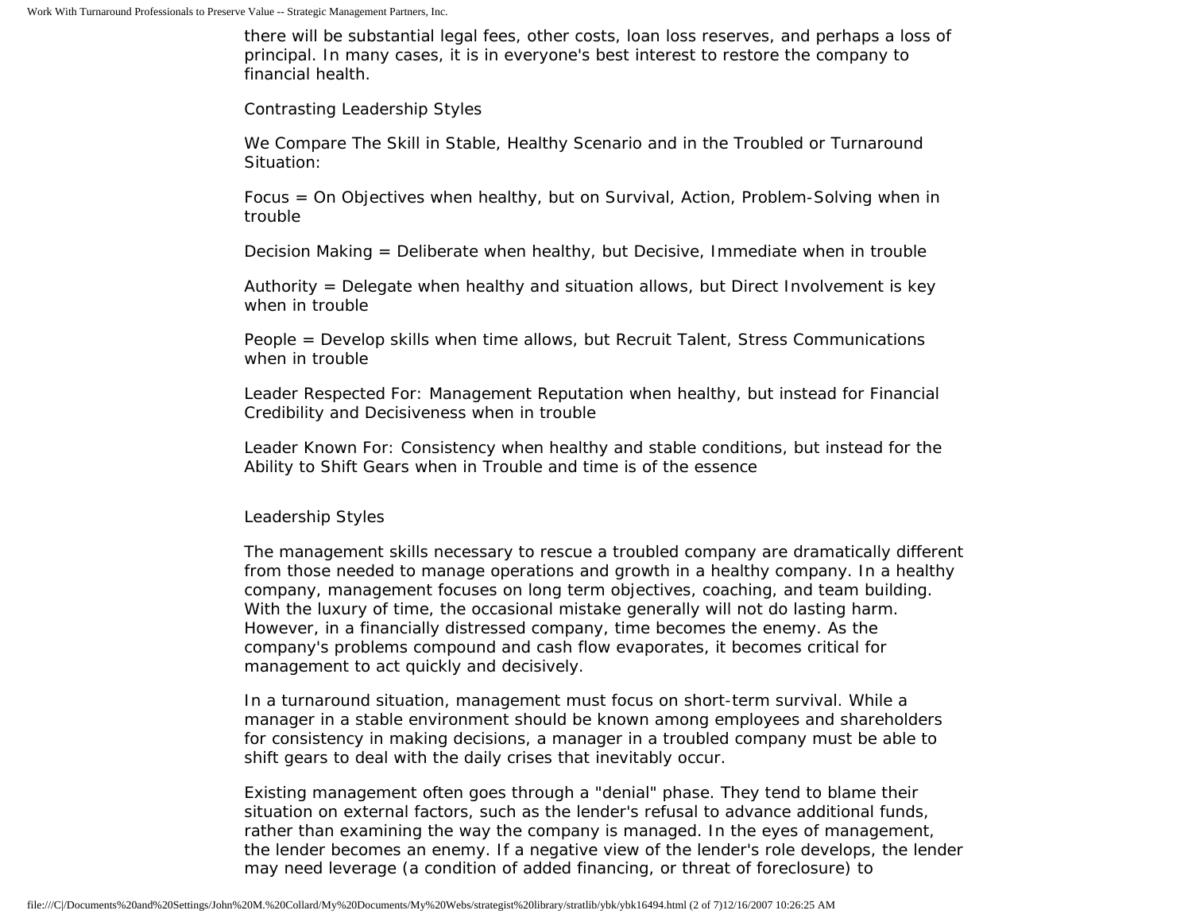there will be substantial legal fees, other costs, loan loss reserves, and perhaps a loss of principal. In many cases, it is in everyone's best interest to restore the company to financial health.

## Contrasting Leadership Styles

We Compare The Skill in Stable, Healthy Scenario and in the Troubled or Turnaround Situation:

Focus = On Objectives when healthy, but on Survival, Action, Problem-Solving when in trouble

Decision Making = Deliberate when healthy, but Decisive, Immediate when in trouble

Authority = Delegate when healthy and situation allows, but Direct Involvement is key when in trouble

People = Develop skills when time allows, but Recruit Talent, Stress Communications when in trouble

Leader Respected For: Management Reputation when healthy, but instead for Financial Credibility and Decisiveness when in trouble

Leader Known For: Consistency when healthy and stable conditions, but instead for the Ability to Shift Gears when in Trouble and time is of the essence

## Leadership Styles

The management skills necessary to rescue a troubled company are dramatically different from those needed to manage operations and growth in a healthy company. In a healthy company, management focuses on long term objectives, coaching, and team building. With the luxury of time, the occasional mistake generally will not do lasting harm. However, in a financially distressed company, time becomes the enemy. As the company's problems compound and cash flow evaporates, it becomes critical for management to act quickly and decisively.

In a turnaround situation, management must focus on short-term survival. While a manager in a stable environment should be known among employees and shareholders for consistency in making decisions, a manager in a troubled company must be able to shift gears to deal with the daily crises that inevitably occur.

Existing management often goes through a "denial" phase. They tend to blame their situation on external factors, such as the lender's refusal to advance additional funds, rather than examining the way the company is managed. In the eyes of management, the lender becomes an enemy. If a negative view of the lender's role develops, the lender may need leverage (a condition of added financing, or threat of foreclosure) to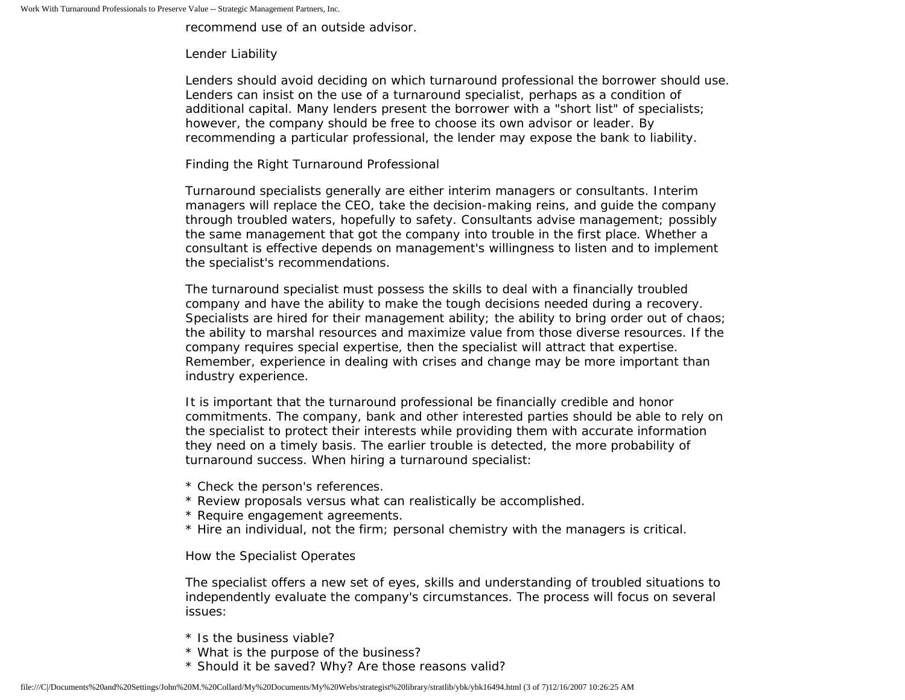recommend use of an outside advisor.

## Lender Liability

Lenders should avoid deciding on which turnaround professional the borrower should use. Lenders can insist on the use of a turnaround specialist, perhaps as a condition of additional capital. Many lenders present the borrower with a "short list" of specialists; however, the company should be free to choose its own advisor or leader. By recommending a particular professional, the lender may expose the bank to liability.

## Finding the Right Turnaround Professional

Turnaround specialists generally are either interim managers or consultants. Interim managers will replace the CEO, take the decision-making reins, and guide the company through troubled waters, hopefully to safety. Consultants advise management; possibly the same management that got the company into trouble in the first place. Whether a consultant is effective depends on management's willingness to listen and to implement the specialist's recommendations.

The turnaround specialist must possess the skills to deal with a financially troubled company and have the ability to make the tough decisions needed during a recovery. Specialists are hired for their management ability; the ability to bring order out of chaos; the ability to marshal resources and maximize value from those diverse resources. If the company requires special expertise, then the specialist will attract that expertise. Remember, experience in dealing with crises and change may be more important than industry experience.

It is important that the turnaround professional be financially credible and honor commitments. The company, bank and other interested parties should be able to rely on the specialist to protect their interests while providing them with accurate information they need on a timely basis. The earlier trouble is detected, the more probability of turnaround success. When hiring a turnaround specialist:

* Check the person's references.
* Review proposals versus what can realistically be accomplished.
* Require engagement agreements.
* Hire an individual, not the firm; personal chemistry with the managers is critical.

## How the Specialist Operates

The specialist offers a new set of eyes, skills and understanding of troubled situations to independently evaluate the company's circumstances. The process will focus on several issues:

* Is the business viable?
* What is the purpose of the business?
* Should it be saved? Why? Are those reasons valid?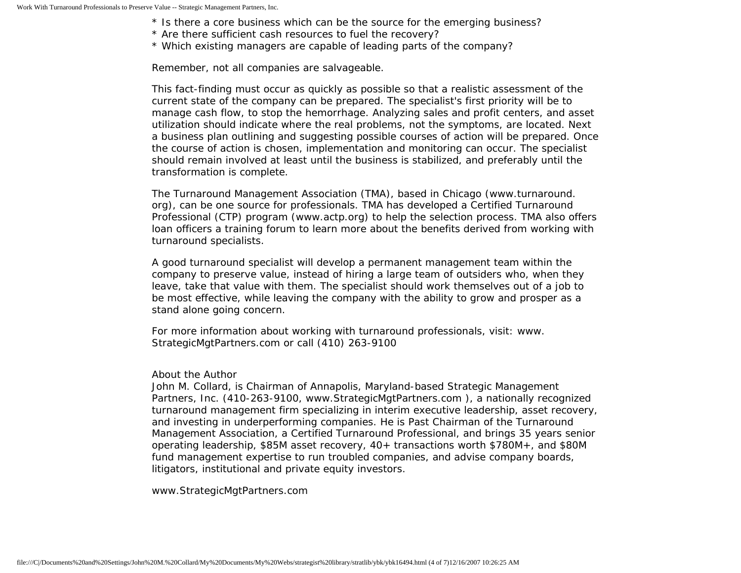* Is there a core business which can be the source for the emerging business?
* Are there sufficient cash resources to fuel the recovery?
* Which existing managers are capable of leading parts of the company?

Remember, not all companies are salvageable.

This fact-finding must occur as quickly as possible so that a realistic assessment of the current state of the company can be prepared. The specialist's first priority will be to manage cash flow, to stop the hemorrhage. Analyzing sales and profit centers, and asset utilization should indicate where the real problems, not the symptoms, are located. Next a business plan outlining and suggesting possible courses of action will be prepared. Once the course of action is chosen, implementation and monitoring can occur. The specialist should remain involved at least until the business is stabilized, and preferably until the transformation is complete.

The Turnaround Management Association (TMA), based in Chicago (www.turnaround.org), can be one source for professionals. TMA has developed a Certified Turnaround Professional (CTP) program (www.actp.org) to help the selection process. TMA also offers loan officers a training forum to learn more about the benefits derived from working with turnaround specialists.

A good turnaround specialist will develop a permanent management team within the company to preserve value, instead of hiring a large team of outsiders who, when they leave, take that value with them. The specialist should work themselves out of a job to be most effective, while leaving the company with the ability to grow and prosper as a stand alone going concern.

For more information about working with turnaround professionals, visit: www.StrategicMgtPartners.com or call (410) 263-9100

About the Author
John M. Collard, is Chairman of Annapolis, Maryland-based Strategic Management Partners, Inc. (410-263-9100, www.StrategicMgtPartners.com ), a nationally recognized turnaround management firm specializing in interim executive leadership, asset recovery, and investing in underperforming companies. He is Past Chairman of the Turnaround Management Association, a Certified Turnaround Professional, and brings 35 years senior operating leadership, $85M asset recovery, 40+ transactions worth $780M+, and $80M fund management expertise to run troubled companies, and advise company boards, litigators, institutional and private equity investors.

www.StrategicMgtPartners.com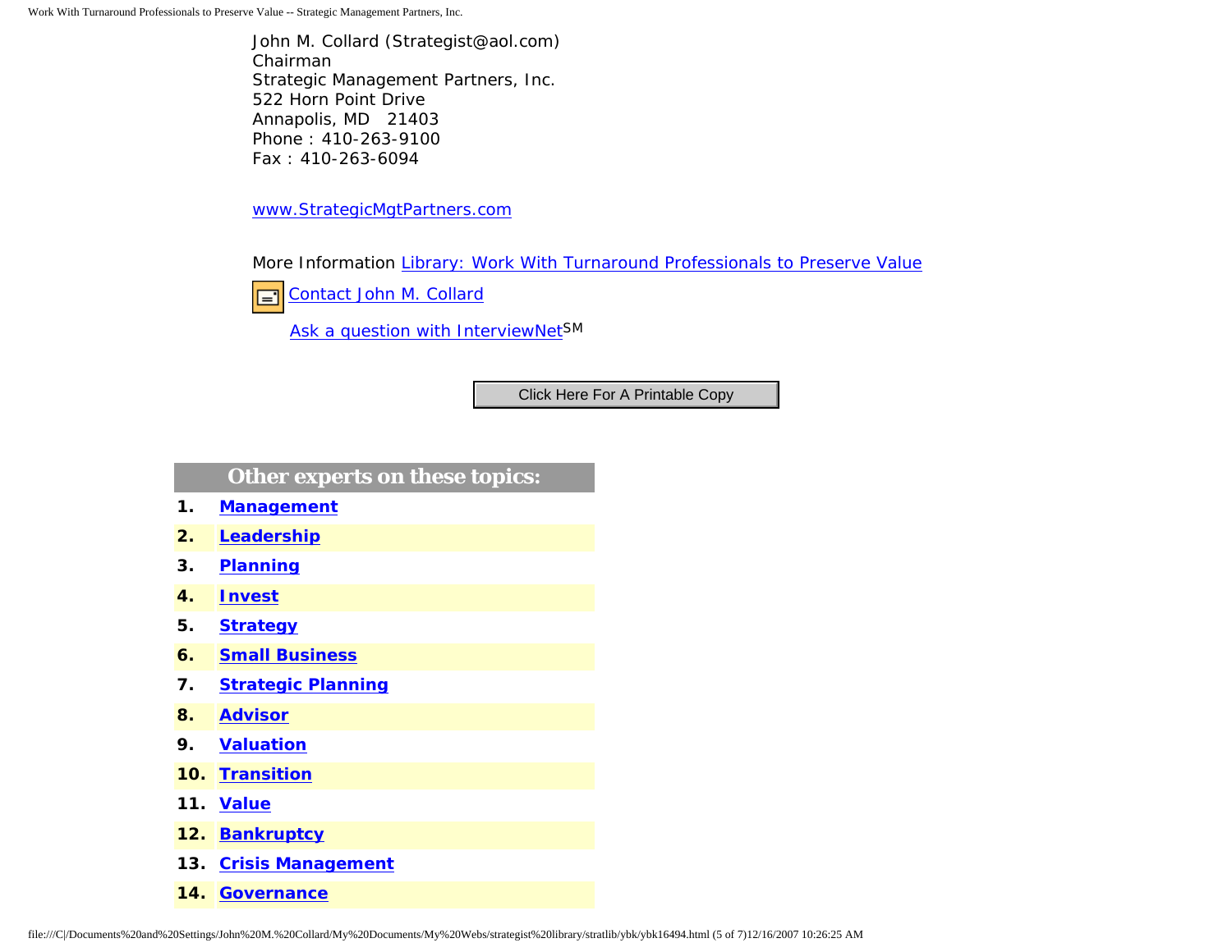John M. Collard (Strategist@aol.com)
Chairman
Strategic Management Partners, Inc.
522 Horn Point Drive
Annapolis, MD 21403
Phone : 410-263-9100
Fax : 410-263-6094

www.StrategicMgtPartners.com

More Information Library: Work With Turnaround Professionals to Preserve Value

Contact John M. Collard

Ask a question with InterviewNet[SM]

Click Here For A Printable Copy

| Other experts on these topics: | |
|---|---|
| 1. | **Management** |
| 2. | **Leadership** |
| 3. | **Planning** |
| 4. | **Invest** |
| 5. | **Strategy** |
| 6. | **Small Business** |
| 7. | **Strategic Planning** |
| 8. | **Advisor** |
| 9. | **Valuation** |
| 10. | **Transition** |
| 11. | **Value** |
| 12. | **Bankruptcy** |
| 13. | **Crisis Management** |
| 14. | **Governance** |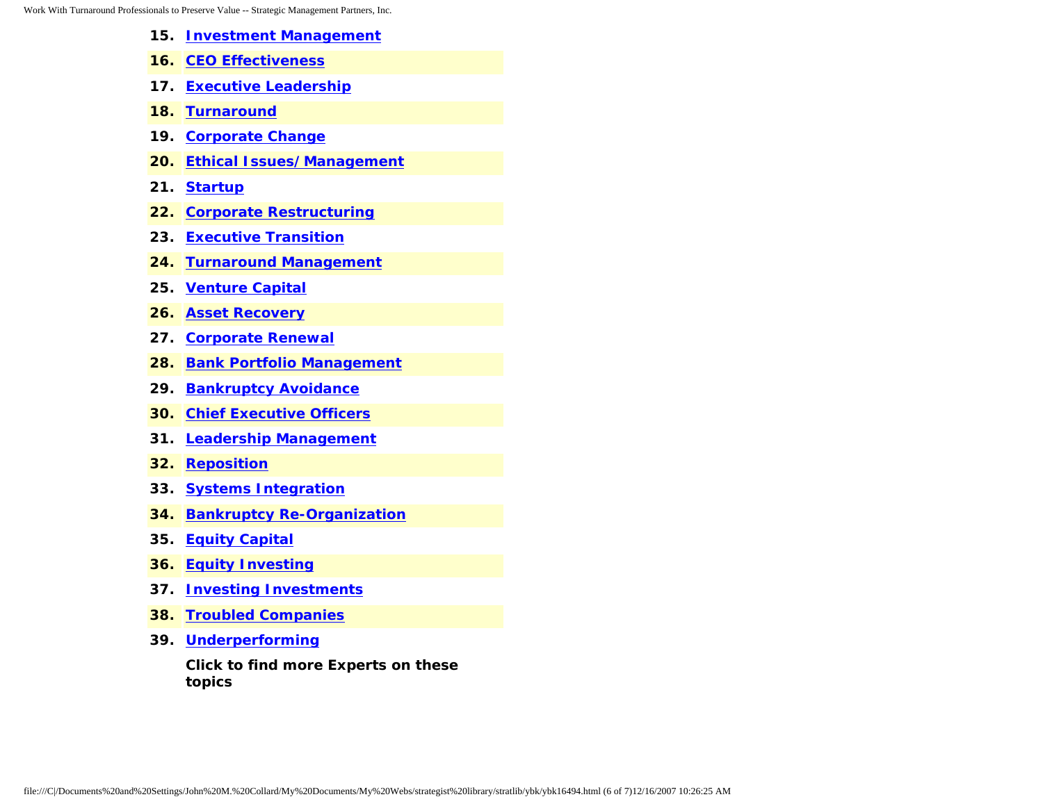15. **Investment Management**
16. **CEO Effectiveness**
17. **Executive Leadership**
18. **Turnaround**
19. **Corporate Change**
20. **Ethical Issues/ Management**
21. **Startup**
22. **Corporate Restructuring**
23. **Executive Transition**
24. **Turnaround Management**
25. **Venture Capital**
26. **Asset Recovery**
27. **Corporate Renewal**
28. **Bank Portfolio Management**
29. **Bankruptcy Avoidance**
30. **Chief Executive Officers**
31. **Leadership Management**
32. **Reposition**
33. **Systems Integration**
34. **Bankruptcy Re-Organization**
35. **Equity Capital**
36. **Equity Investing**
37. **Investing Investments**
38. **Troubled Companies**
39. **Underperforming**

**Click to find more Experts on these topics**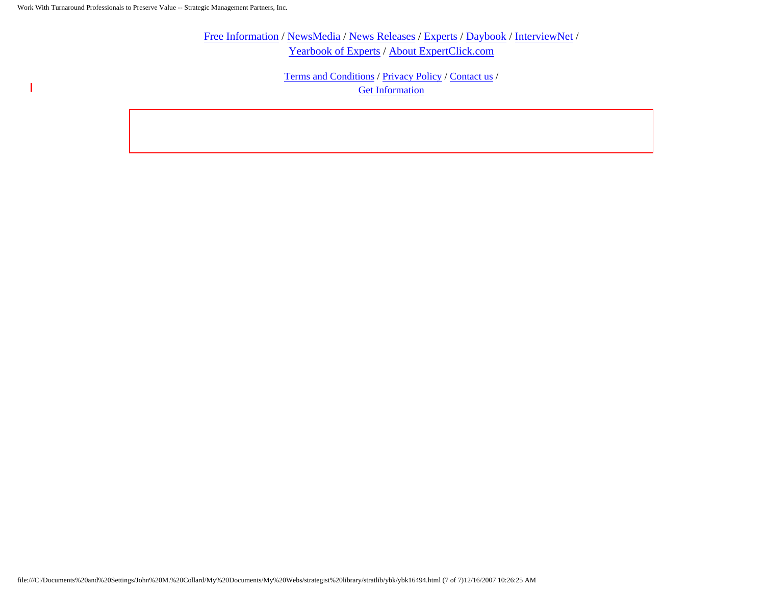Free Information / NewsMedia / News Releases / Experts / Daybook / InterviewNet / Yearbook of Experts / About ExpertClick.com

Terms and Conditions / Privacy Policy / Contact us / Get Information